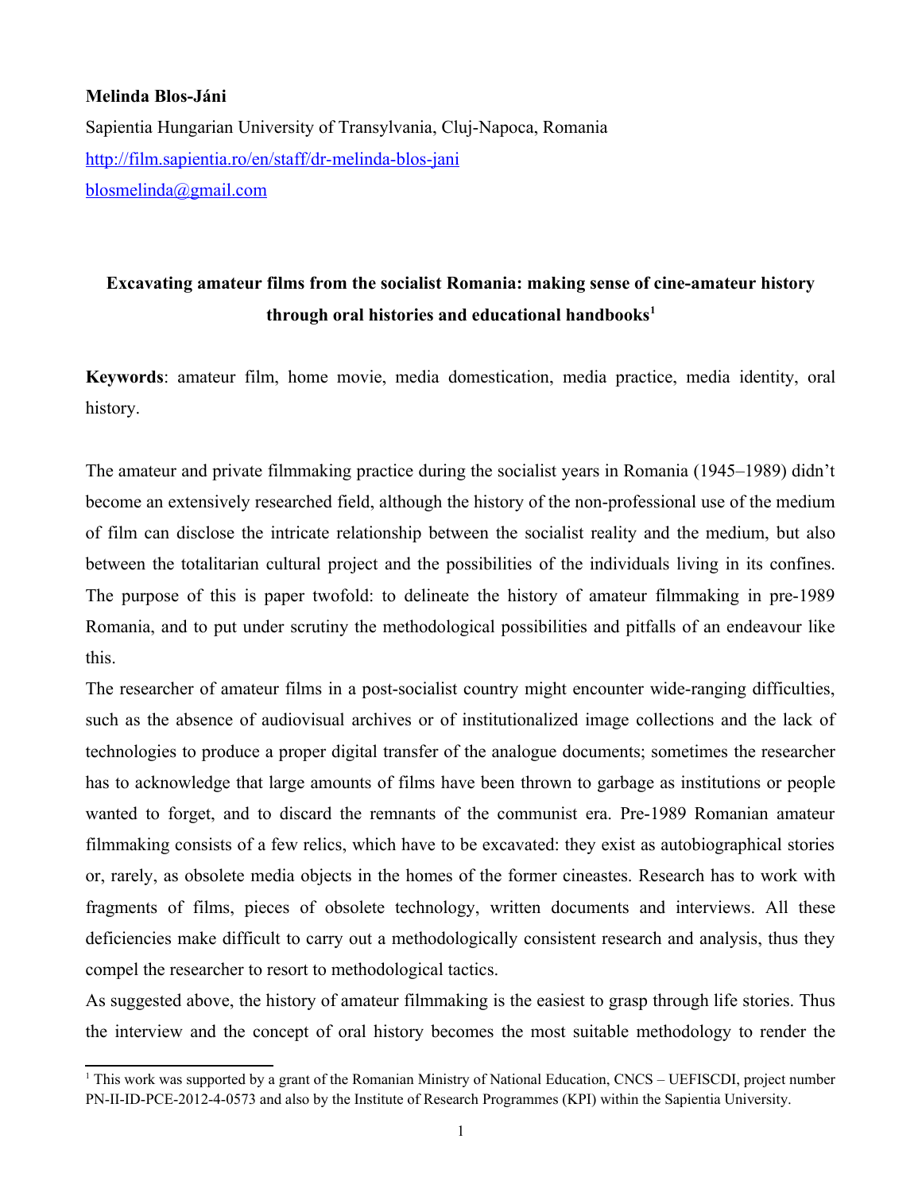**Melinda Blos-Jáni**

Sapientia Hungarian University of Transylvania, Cluj-Napoca, Romania

http://film.sapientia.ro/en/staff/dr-melinda-blos-jani

blosmelinda@gmail.com

# Excavating amateur films from the socialist Romania: making sense of cine-amateur history through oral histories and educational handbooks[1]

**Keywords**: amateur film, home movie, media domestication, media practice, media identity, oral history.

The amateur and private filmmaking practice during the socialist years in Romania (1945–1989) didn't become an extensively researched field, although the history of the non-professional use of the medium of film can disclose the intricate relationship between the socialist reality and the medium, but also between the totalitarian cultural project and the possibilities of the individuals living in its confines. The purpose of this is paper twofold: to delineate the history of amateur filmmaking in pre-1989 Romania, and to put under scrutiny the methodological possibilities and pitfalls of an endeavour like this.

The researcher of amateur films in a post-socialist country might encounter wide-ranging difficulties, such as the absence of audiovisual archives or of institutionalized image collections and the lack of technologies to produce a proper digital transfer of the analogue documents; sometimes the researcher has to acknowledge that large amounts of films have been thrown to garbage as institutions or people wanted to forget, and to discard the remnants of the communist era. Pre-1989 Romanian amateur filmmaking consists of a few relics, which have to be excavated: they exist as autobiographical stories or, rarely, as obsolete media objects in the homes of the former cineastes. Research has to work with fragments of films, pieces of obsolete technology, written documents and interviews. All these deficiencies make difficult to carry out a methodologically consistent research and analysis, thus they compel the researcher to resort to methodological tactics.

As suggested above, the history of amateur filmmaking is the easiest to grasp through life stories. Thus the interview and the concept of oral history becomes the most suitable methodology to render the

[1] This work was supported by a grant of the Romanian Ministry of National Education, CNCS – UEFISCDI, project number PN-II-ID-PCE-2012-4-0573 and also by the Institute of Research Programmes (KPI) within the Sapientia University.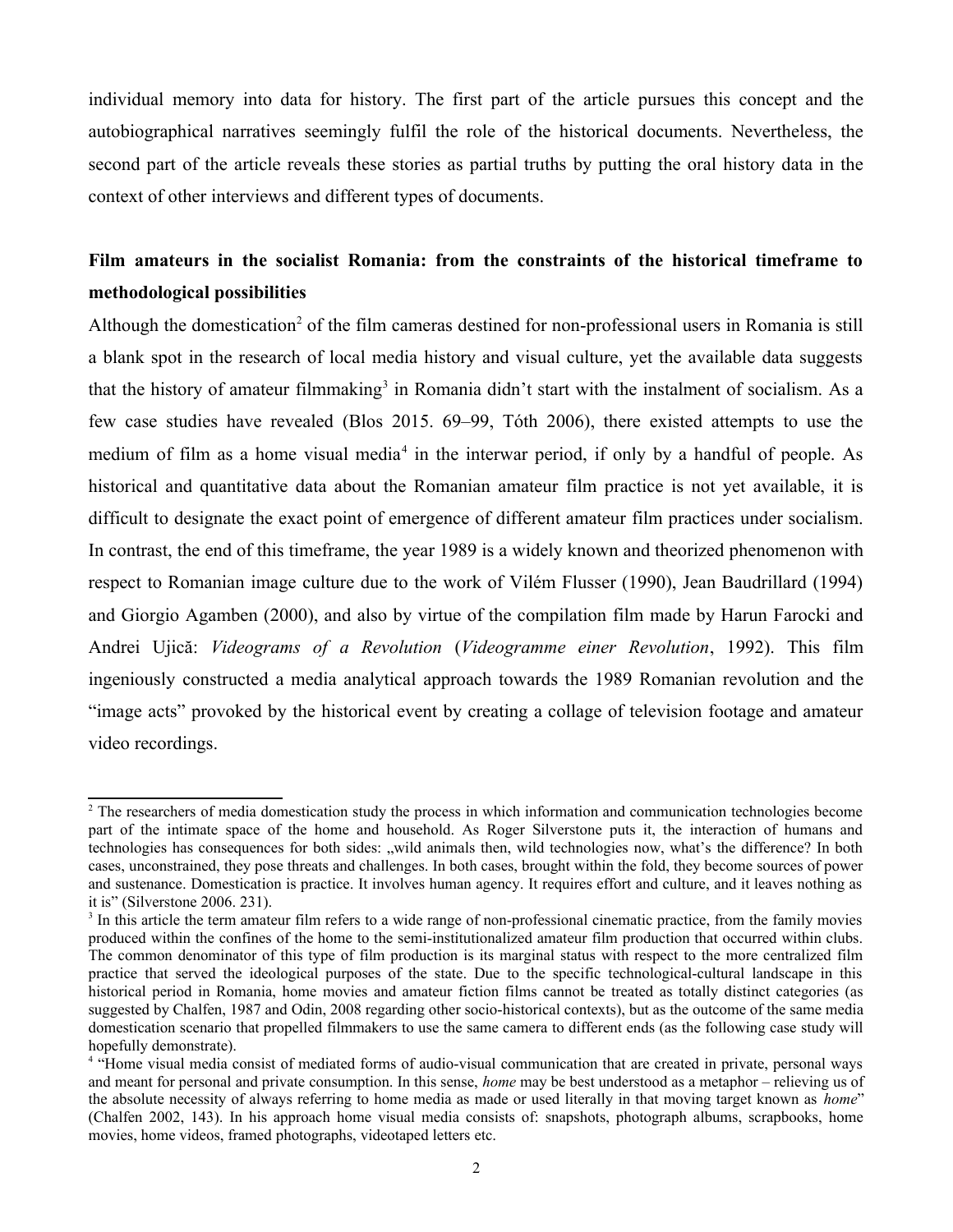individual memory into data for history. The first part of the article pursues this concept and the autobiographical narratives seemingly fulfil the role of the historical documents. Nevertheless, the second part of the article reveals these stories as partial truths by putting the oral history data in the context of other interviews and different types of documents.

**Film amateurs in the socialist Romania: from the constraints of the historical timeframe to methodological possibilities**

Although the domestication[2] of the film cameras destined for non-professional users in Romania is still a blank spot in the research of local media history and visual culture, yet the available data suggests that the history of amateur filmmaking[3] in Romania didn't start with the instalment of socialism. As a few case studies have revealed (Blos 2015. 69–99, Tóth 2006), there existed attempts to use the medium of film as a home visual media[4] in the interwar period, if only by a handful of people. As historical and quantitative data about the Romanian amateur film practice is not yet available, it is difficult to designate the exact point of emergence of different amateur film practices under socialism. In contrast, the end of this timeframe, the year 1989 is a widely known and theorized phenomenon with respect to Romanian image culture due to the work of Vilém Flusser (1990), Jean Baudrillard (1994) and Giorgio Agamben (2000), and also by virtue of the compilation film made by Harun Farocki and Andrei Ujică: *Videograms of a Revolution* (*Videogramme einer Revolution*, 1992). This film ingeniously constructed a media analytical approach towards the 1989 Romanian revolution and the "image acts" provoked by the historical event by creating a collage of television footage and amateur video recordings.

---

[2] The researchers of media domestication study the process in which information and communication technologies become part of the intimate space of the home and household. As Roger Silverstone puts it, the interaction of humans and technologies has consequences for both sides: „wild animals then, wild technologies now, what's the difference? In both cases, unconstrained, they pose threats and challenges. In both cases, brought within the fold, they become sources of power and sustenance. Domestication is practice. It involves human agency. It requires effort and culture, and it leaves nothing as it is" (Silverstone 2006. 231).

[3] In this article the term amateur film refers to a wide range of non-professional cinematic practice, from the family movies produced within the confines of the home to the semi-institutionalized amateur film production that occurred within clubs. The common denominator of this type of film production is its marginal status with respect to the more centralized film practice that served the ideological purposes of the state. Due to the specific technological-cultural landscape in this historical period in Romania, home movies and amateur fiction films cannot be treated as totally distinct categories (as suggested by Chalfen, 1987 and Odin, 2008 regarding other socio-historical contexts), but as the outcome of the same media domestication scenario that propelled filmmakers to use the same camera to different ends (as the following case study will hopefully demonstrate).

[4] "Home visual media consist of mediated forms of audio-visual communication that are created in private, personal ways and meant for personal and private consumption. In this sense, *home* may be best understood as a metaphor – relieving us of the absolute necessity of always referring to home media as made or used literally in that moving target known as *home*" (Chalfen 2002, 143). In his approach home visual media consists of: snapshots, photograph albums, scrapbooks, home movies, home videos, framed photographs, videotaped letters etc.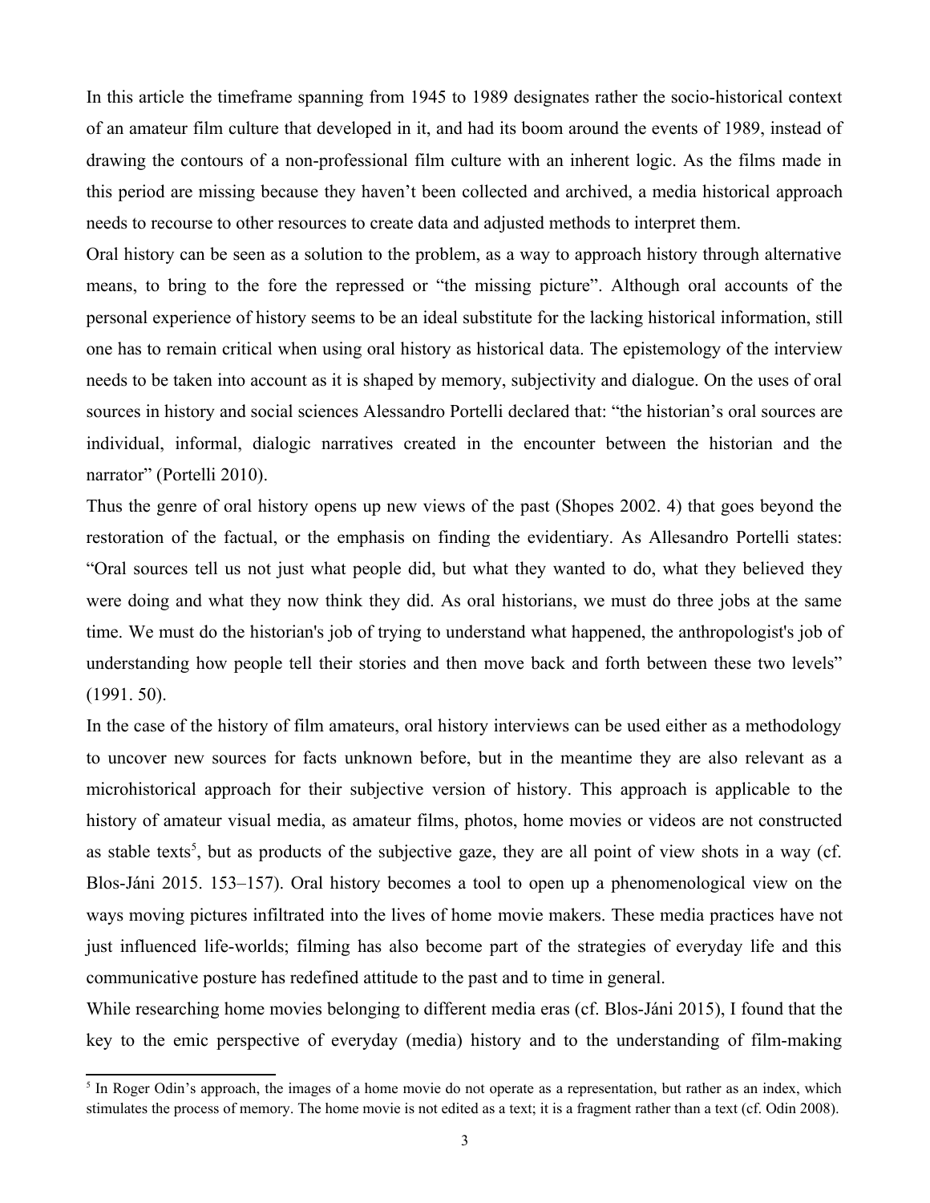In this article the timeframe spanning from 1945 to 1989 designates rather the socio-historical context of an amateur film culture that developed in it, and had its boom around the events of 1989, instead of drawing the contours of a non-professional film culture with an inherent logic. As the films made in this period are missing because they haven't been collected and archived, a media historical approach needs to recourse to other resources to create data and adjusted methods to interpret them.

Oral history can be seen as a solution to the problem, as a way to approach history through alternative means, to bring to the fore the repressed or "the missing picture". Although oral accounts of the personal experience of history seems to be an ideal substitute for the lacking historical information, still one has to remain critical when using oral history as historical data. The epistemology of the interview needs to be taken into account as it is shaped by memory, subjectivity and dialogue. On the uses of oral sources in history and social sciences Alessandro Portelli declared that: "the historian's oral sources are individual, informal, dialogic narratives created in the encounter between the historian and the narrator" (Portelli 2010).

Thus the genre of oral history opens up new views of the past (Shopes 2002. 4) that goes beyond the restoration of the factual, or the emphasis on finding the evidentiary. As Allesandro Portelli states: "Oral sources tell us not just what people did, but what they wanted to do, what they believed they were doing and what they now think they did. As oral historians, we must do three jobs at the same time. We must do the historian's job of trying to understand what happened, the anthropologist's job of understanding how people tell their stories and then move back and forth between these two levels" (1991. 50).

In the case of the history of film amateurs, oral history interviews can be used either as a methodology to uncover new sources for facts unknown before, but in the meantime they are also relevant as a microhistorical approach for their subjective version of history. This approach is applicable to the history of amateur visual media, as amateur films, photos, home movies or videos are not constructed as stable texts[5], but as products of the subjective gaze, they are all point of view shots in a way (cf. Blos-Jáni 2015. 153–157). Oral history becomes a tool to open up a phenomenological view on the ways moving pictures infiltrated into the lives of home movie makers. These media practices have not just influenced life-worlds; filming has also become part of the strategies of everyday life and this communicative posture has redefined attitude to the past and to time in general.

While researching home movies belonging to different media eras (cf. Blos-Jáni 2015), I found that the key to the emic perspective of everyday (media) history and to the understanding of film-making

[5] In Roger Odin's approach, the images of a home movie do not operate as a representation, but rather as an index, which stimulates the process of memory. The home movie is not edited as a text; it is a fragment rather than a text (cf. Odin 2008).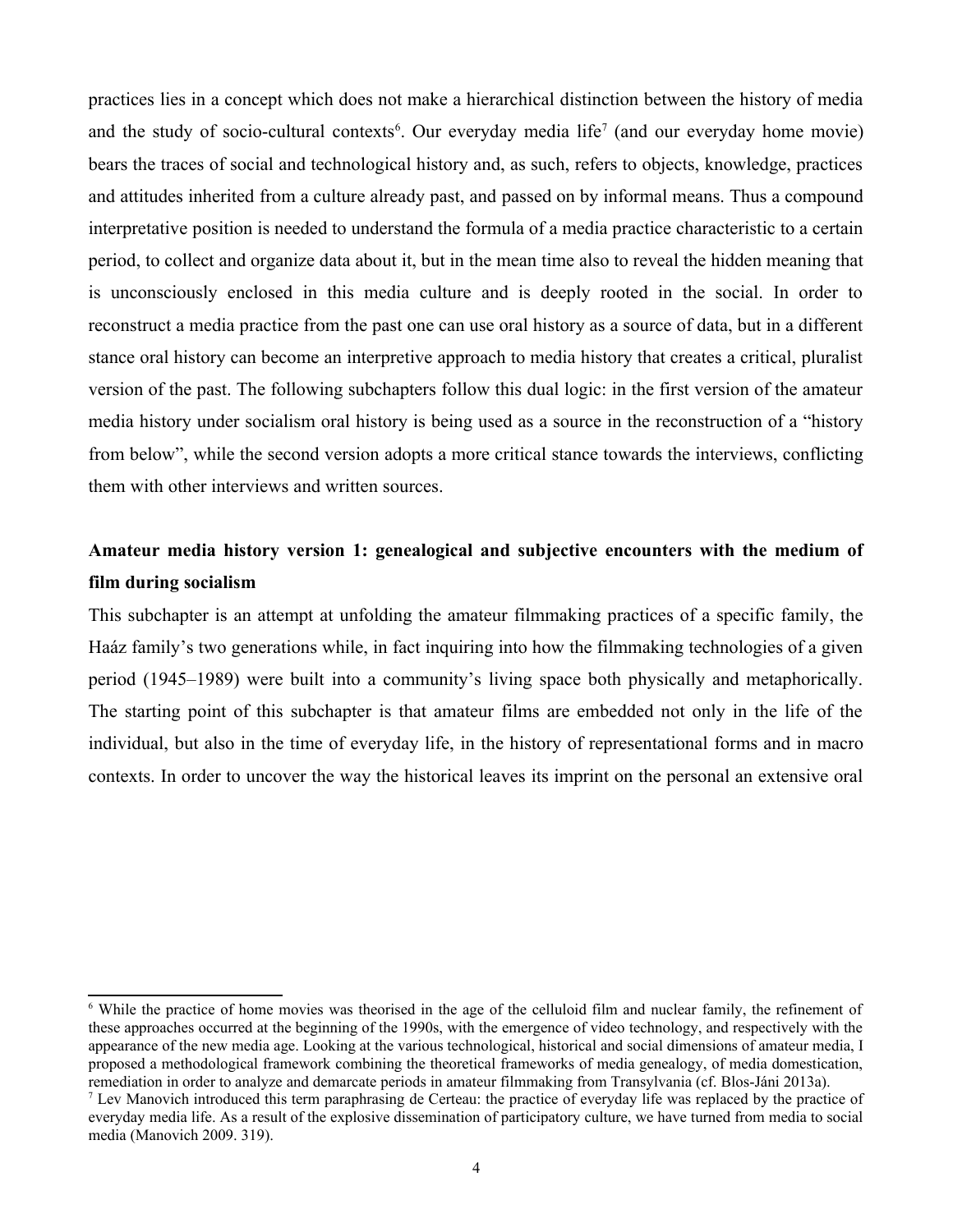practices lies in a concept which does not make a hierarchical distinction between the history of media and the study of socio-cultural contexts[6]. Our everyday media life[7] (and our everyday home movie) bears the traces of social and technological history and, as such, refers to objects, knowledge, practices and attitudes inherited from a culture already past, and passed on by informal means. Thus a compound interpretative position is needed to understand the formula of a media practice characteristic to a certain period, to collect and organize data about it, but in the mean time also to reveal the hidden meaning that is unconsciously enclosed in this media culture and is deeply rooted in the social. In order to reconstruct a media practice from the past one can use oral history as a source of data, but in a different stance oral history can become an interpretive approach to media history that creates a critical, pluralist version of the past. The following subchapters follow this dual logic: in the first version of the amateur media history under socialism oral history is being used as a source in the reconstruction of a "history from below", while the second version adopts a more critical stance towards the interviews, conflicting them with other interviews and written sources.

**Amateur media history version 1: genealogical and subjective encounters with the medium of film during socialism**

This subchapter is an attempt at unfolding the amateur filmmaking practices of a specific family, the Haáz family's two generations while, in fact inquiring into how the filmmaking technologies of a given period (1945–1989) were built into a community's living space both physically and metaphorically. The starting point of this subchapter is that amateur films are embedded not only in the life of the individual, but also in the time of everyday life, in the history of representational forms and in macro contexts. In order to uncover the way the historical leaves its imprint on the personal an extensive oral

---

[6] While the practice of home movies was theorised in the age of the celluloid film and nuclear family, the refinement of these approaches occurred at the beginning of the 1990s, with the emergence of video technology, and respectively with the appearance of the new media age. Looking at the various technological, historical and social dimensions of amateur media, I proposed a methodological framework combining the theoretical frameworks of media genealogy, of media domestication, remediation in order to analyze and demarcate periods in amateur filmmaking from Transylvania (cf. Blos-Jáni 2013a).

[7] Lev Manovich introduced this term paraphrasing de Certeau: the practice of everyday life was replaced by the practice of everyday media life. As a result of the explosive dissemination of participatory culture, we have turned from media to social media (Manovich 2009. 319).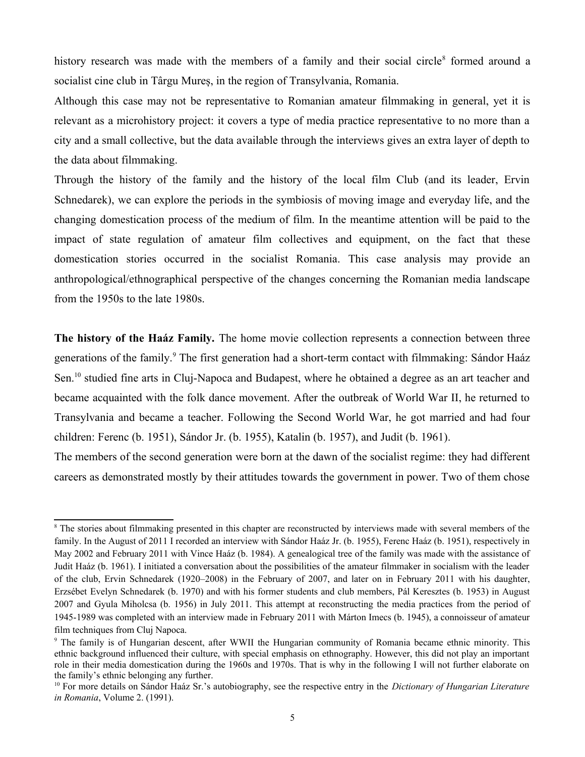history research was made with the members of a family and their social circle[8] formed around a socialist cine club in Târgu Mureș, in the region of Transylvania, Romania.

Although this case may not be representative to Romanian amateur filmmaking in general, yet it is relevant as a microhistory project: it covers a type of media practice representative to no more than a city and a small collective, but the data available through the interviews gives an extra layer of depth to the data about filmmaking.

Through the history of the family and the history of the local film Club (and its leader, Ervin Schnedarek), we can explore the periods in the symbiosis of moving image and everyday life, and the changing domestication process of the medium of film. In the meantime attention will be paid to the impact of state regulation of amateur film collectives and equipment, on the fact that these domestication stories occurred in the socialist Romania. This case analysis may provide an anthropological/ethnographical perspective of the changes concerning the Romanian media landscape from the 1950s to the late 1980s.

**The history of the Haáz Family.** The home movie collection represents a connection between three generations of the family.[9] The first generation had a short-term contact with filmmaking: Sándor Haáz Sen.[10] studied fine arts in Cluj-Napoca and Budapest, where he obtained a degree as an art teacher and became acquainted with the folk dance movement. After the outbreak of World War II, he returned to Transylvania and became a teacher. Following the Second World War, he got married and had four children: Ferenc (b. 1951), Sándor Jr. (b. 1955), Katalin (b. 1957), and Judit (b. 1961).

The members of the second generation were born at the dawn of the socialist regime: they had different careers as demonstrated mostly by their attitudes towards the government in power. Two of them chose

---

[8] The stories about filmmaking presented in this chapter are reconstructed by interviews made with several members of the family. In the August of 2011 I recorded an interview with Sándor Haáz Jr. (b. 1955), Ferenc Haáz (b. 1951), respectively in May 2002 and February 2011 with Vince Haáz (b. 1984). A genealogical tree of the family was made with the assistance of Judit Haáz (b. 1961). I initiated a conversation about the possibilities of the amateur filmmaker in socialism with the leader of the club, Ervin Schnedarek (1920–2008) in the February of 2007, and later on in February 2011 with his daughter, Erzsébet Evelyn Schnedarek (b. 1970) and with his former students and club members, Pál Keresztes (b. 1953) in August 2007 and Gyula Miholcsa (b. 1956) in July 2011. This attempt at reconstructing the media practices from the period of 1945-1989 was completed with an interview made in February 2011 with Márton Imecs (b. 1945), a connoisseur of amateur film techniques from Cluj Napoca.

[9] The family is of Hungarian descent, after WWII the Hungarian community of Romania became ethnic minority. This ethnic background influenced their culture, with special emphasis on ethnography. However, this did not play an important role in their media domestication during the 1960s and 1970s. That is why in the following I will not further elaborate on the family's ethnic belonging any further.

[10] For more details on Sándor Haáz Sr.'s autobiography, see the respective entry in the *Dictionary of Hungarian Literature in Romania*, Volume 2. (1991).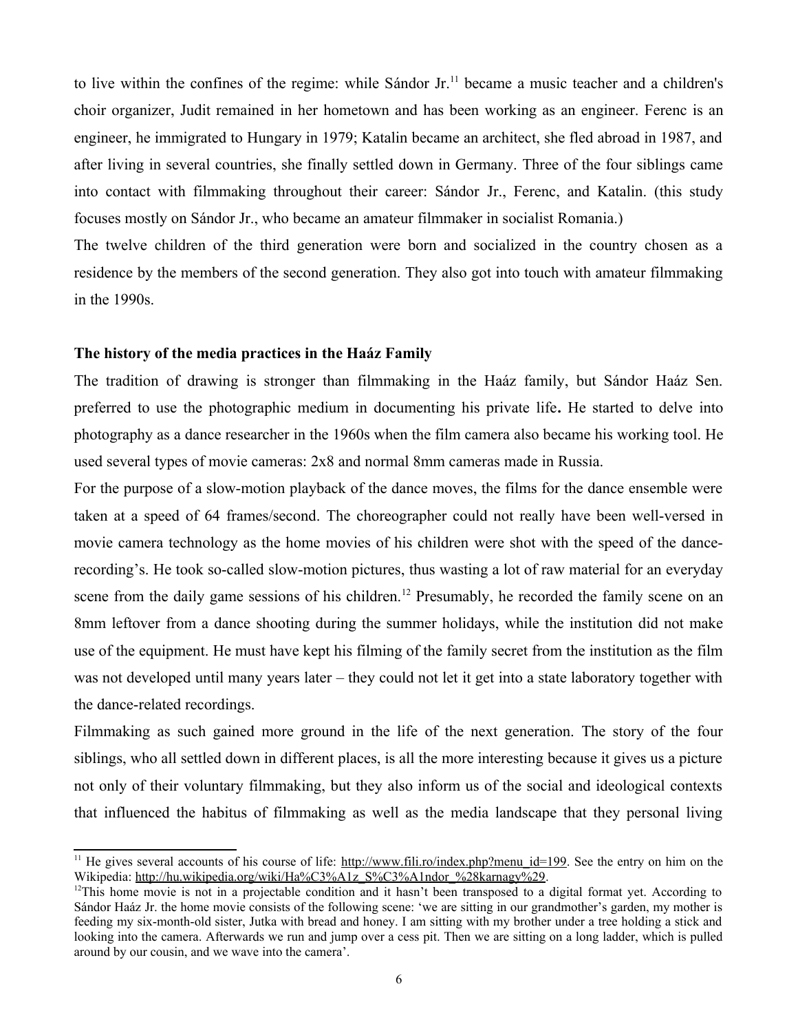to live within the confines of the regime: while Sándor Jr.[11] became a music teacher and a children's choir organizer, Judit remained in her hometown and has been working as an engineer. Ferenc is an engineer, he immigrated to Hungary in 1979; Katalin became an architect, she fled abroad in 1987, and after living in several countries, she finally settled down in Germany. Three of the four siblings came into contact with filmmaking throughout their career: Sándor Jr., Ferenc, and Katalin. (this study focuses mostly on Sándor Jr., who became an amateur filmmaker in socialist Romania.)

The twelve children of the third generation were born and socialized in the country chosen as a residence by the members of the second generation. They also got into touch with amateur filmmaking in the 1990s.

**The history of the media practices in the Haáz Family**

The tradition of drawing is stronger than filmmaking in the Haáz family, but Sándor Haáz Sen. preferred to use the photographic medium in documenting his private life**.** He started to delve into photography as a dance researcher in the 1960s when the film camera also became his working tool. He used several types of movie cameras: 2x8 and normal 8mm cameras made in Russia.

For the purpose of a slow-motion playback of the dance moves, the films for the dance ensemble were taken at a speed of 64 frames/second. The choreographer could not really have been well-versed in movie camera technology as the home movies of his children were shot with the speed of the dance-recording's. He took so-called slow-motion pictures, thus wasting a lot of raw material for an everyday scene from the daily game sessions of his children.[12] Presumably, he recorded the family scene on an 8mm leftover from a dance shooting during the summer holidays, while the institution did not make use of the equipment. He must have kept his filming of the family secret from the institution as the film was not developed until many years later – they could not let it get into a state laboratory together with the dance-related recordings.

Filmmaking as such gained more ground in the life of the next generation. The story of the four siblings, who all settled down in different places, is all the more interesting because it gives us a picture not only of their voluntary filmmaking, but they also inform us of the social and ideological contexts that influenced the habitus of filmmaking as well as the media landscape that they personal living

---

[11] He gives several accounts of his course of life: http://www.fili.ro/index.php?menu_id=199. See the entry on him on the Wikipedia: http://hu.wikipedia.org/wiki/Ha%C3%A1z_S%C3%A1ndor_%28karnagy%29.

[12] This home movie is not in a projectable condition and it hasn't been transposed to a digital format yet. According to Sándor Haáz Jr. the home movie consists of the following scene: 'we are sitting in our grandmother's garden, my mother is feeding my six-month-old sister, Jutka with bread and honey. I am sitting with my brother under a tree holding a stick and looking into the camera. Afterwards we run and jump over a cess pit. Then we are sitting on a long ladder, which is pulled around by our cousin, and we wave into the camera'.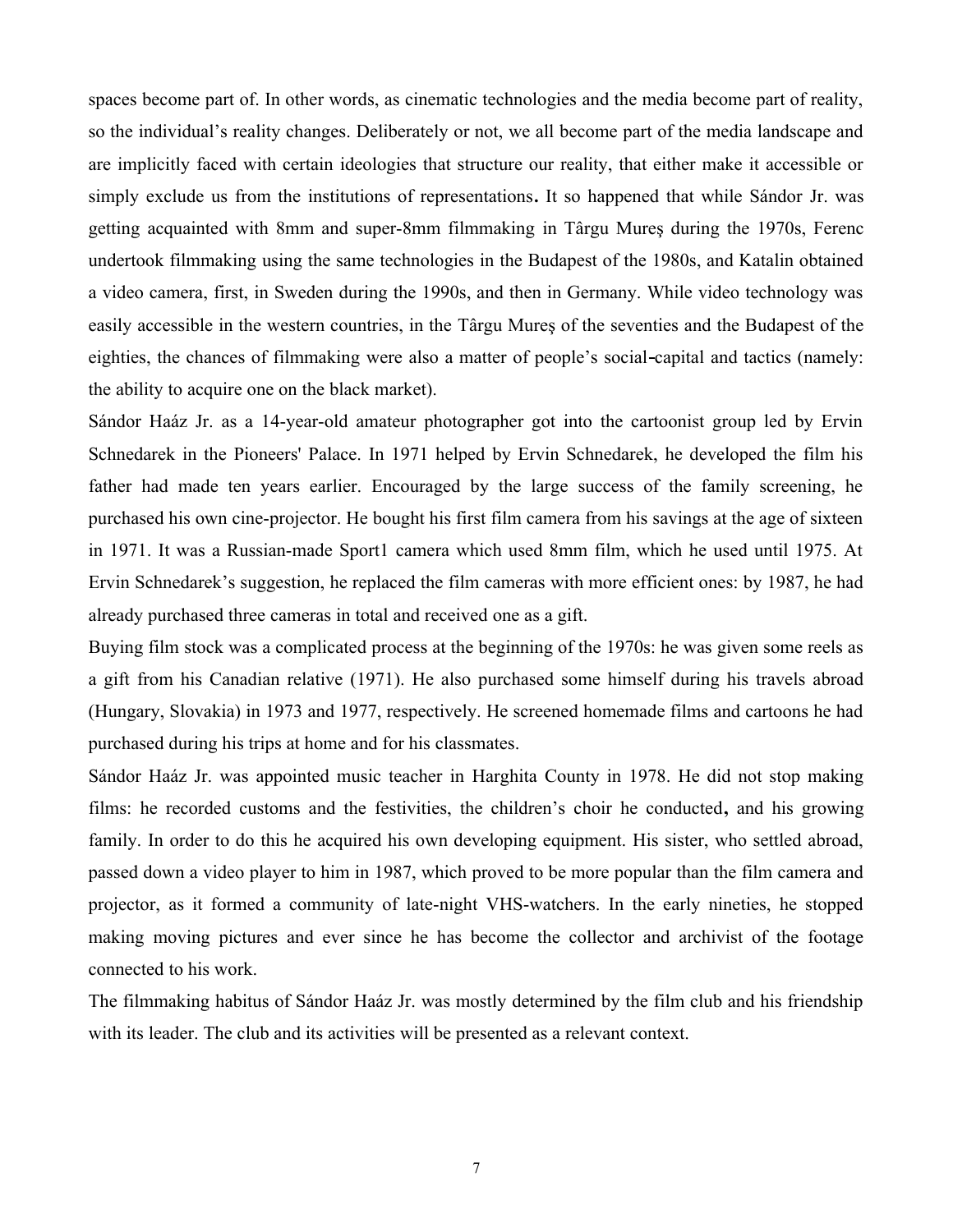spaces become part of. In other words, as cinematic technologies and the media become part of reality, so the individual's reality changes. Deliberately or not, we all become part of the media landscape and are implicitly faced with certain ideologies that structure our reality, that either make it accessible or simply exclude us from the institutions of representations**.** It so happened that while Sándor Jr. was getting acquainted with 8mm and super-8mm filmmaking in Târgu Mureş during the 1970s, Ferenc undertook filmmaking using the same technologies in the Budapest of the 1980s, and Katalin obtained a video camera, first, in Sweden during the 1990s, and then in Germany. While video technology was easily accessible in the western countries, in the Târgu Mureş of the seventies and the Budapest of the eighties, the chances of filmmaking were also a matter of people's social-capital and tactics (namely: the ability to acquire one on the black market).

Sándor Haáz Jr. as a 14-year-old amateur photographer got into the cartoonist group led by Ervin Schnedarek in the Pioneers' Palace. In 1971 helped by Ervin Schnedarek, he developed the film his father had made ten years earlier. Encouraged by the large success of the family screening, he purchased his own cine-projector. He bought his first film camera from his savings at the age of sixteen in 1971. It was a Russian-made Sport1 camera which used 8mm film, which he used until 1975. At Ervin Schnedarek's suggestion, he replaced the film cameras with more efficient ones: by 1987, he had already purchased three cameras in total and received one as a gift.

Buying film stock was a complicated process at the beginning of the 1970s: he was given some reels as a gift from his Canadian relative (1971). He also purchased some himself during his travels abroad (Hungary, Slovakia) in 1973 and 1977, respectively. He screened homemade films and cartoons he had purchased during his trips at home and for his classmates.

Sándor Haáz Jr. was appointed music teacher in Harghita County in 1978. He did not stop making films: he recorded customs and the festivities, the children's choir he conducted**,** and his growing family. In order to do this he acquired his own developing equipment. His sister, who settled abroad, passed down a video player to him in 1987, which proved to be more popular than the film camera and projector, as it formed a community of late-night VHS-watchers. In the early nineties, he stopped making moving pictures and ever since he has become the collector and archivist of the footage connected to his work.

The filmmaking habitus of Sándor Haáz Jr. was mostly determined by the film club and his friendship with its leader. The club and its activities will be presented as a relevant context.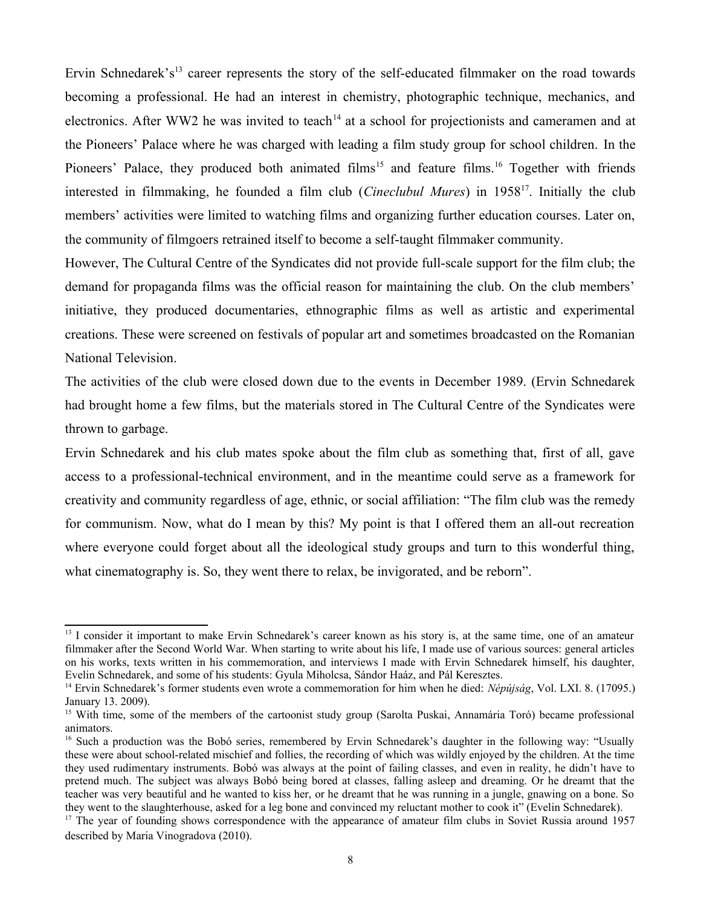Ervin Schnedarek's[13] career represents the story of the self-educated filmmaker on the road towards becoming a professional. He had an interest in chemistry, photographic technique, mechanics, and electronics. After WW2 he was invited to teach[14] at a school for projectionists and cameramen and at the Pioneers' Palace where he was charged with leading a film study group for school children. In the Pioneers' Palace, they produced both animated films[15] and feature films.[16] Together with friends interested in filmmaking, he founded a film club (*Cineclubul Mures*) in 1958[17]. Initially the club members' activities were limited to watching films and organizing further education courses. Later on, the community of filmgoers retrained itself to become a self-taught filmmaker community.

However, The Cultural Centre of the Syndicates did not provide full-scale support for the film club; the demand for propaganda films was the official reason for maintaining the club. On the club members' initiative, they produced documentaries, ethnographic films as well as artistic and experimental creations. These were screened on festivals of popular art and sometimes broadcasted on the Romanian National Television.

The activities of the club were closed down due to the events in December 1989. (Ervin Schnedarek had brought home a few films, but the materials stored in The Cultural Centre of the Syndicates were thrown to garbage.

Ervin Schnedarek and his club mates spoke about the film club as something that, first of all, gave access to a professional-technical environment, and in the meantime could serve as a framework for creativity and community regardless of age, ethnic, or social affiliation: "The film club was the remedy for communism. Now, what do I mean by this? My point is that I offered them an all-out recreation where everyone could forget about all the ideological study groups and turn to this wonderful thing, what cinematography is. So, they went there to relax, be invigorated, and be reborn".

---

[13] I consider it important to make Ervin Schnedarek's career known as his story is, at the same time, one of an amateur filmmaker after the Second World War. When starting to write about his life, I made use of various sources: general articles on his works, texts written in his commemoration, and interviews I made with Ervin Schnedarek himself, his daughter, Evelin Schnedarek, and some of his students: Gyula Miholcsa, Sándor Haáz, and Pál Keresztes.

[14] Ervin Schnedarek's former students even wrote a commemoration for him when he died: *Népújság*, Vol. LXI. 8. (17095.) January 13. 2009).

[15] With time, some of the members of the cartoonist study group (Sarolta Puskai, Annamária Toró) became professional animators.

[16] Such a production was the Bobó series, remembered by Ervin Schnedarek's daughter in the following way: "Usually these were about school-related mischief and follies, the recording of which was wildly enjoyed by the children. At the time they used rudimentary instruments. Bobó was always at the point of failing classes, and even in reality, he didn't have to pretend much. The subject was always Bobó being bored at classes, falling asleep and dreaming. Or he dreamt that the teacher was very beautiful and he wanted to kiss her, or he dreamt that he was running in a jungle, gnawing on a bone. So they went to the slaughterhouse, asked for a leg bone and convinced my reluctant mother to cook it" (Evelin Schnedarek).

[17] The year of founding shows correspondence with the appearance of amateur film clubs in Soviet Russia around 1957 described by Maria Vinogradova (2010).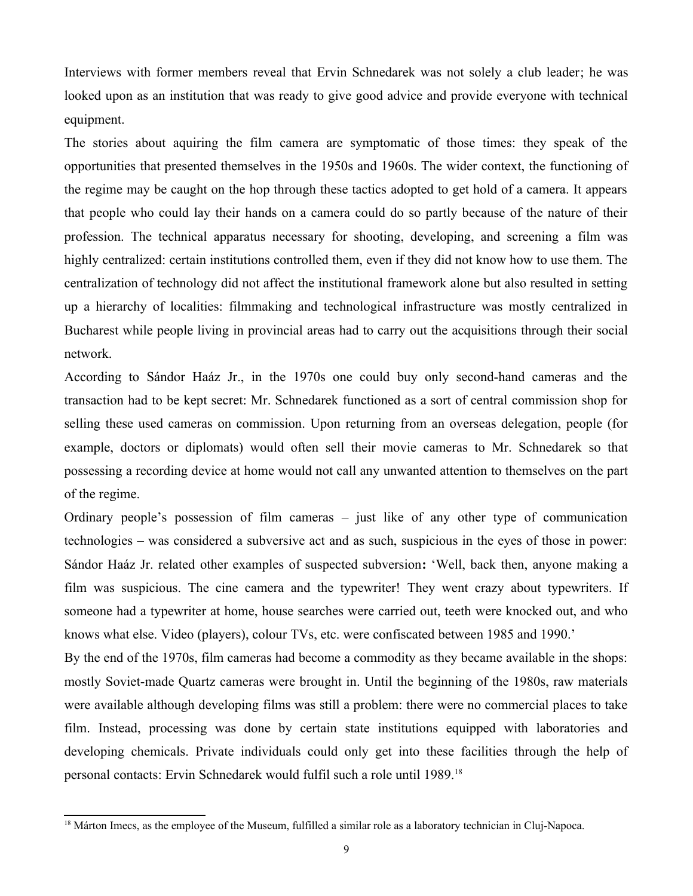Interviews with former members reveal that Ervin Schnedarek was not solely a club leader; he was looked upon as an institution that was ready to give good advice and provide everyone with technical equipment.

The stories about aquiring the film camera are symptomatic of those times: they speak of the opportunities that presented themselves in the 1950s and 1960s. The wider context, the functioning of the regime may be caught on the hop through these tactics adopted to get hold of a camera. It appears that people who could lay their hands on a camera could do so partly because of the nature of their profession. The technical apparatus necessary for shooting, developing, and screening a film was highly centralized: certain institutions controlled them, even if they did not know how to use them. The centralization of technology did not affect the institutional framework alone but also resulted in setting up a hierarchy of localities: filmmaking and technological infrastructure was mostly centralized in Bucharest while people living in provincial areas had to carry out the acquisitions through their social network.

According to Sándor Haáz Jr., in the 1970s one could buy only second-hand cameras and the transaction had to be kept secret: Mr. Schnedarek functioned as a sort of central commission shop for selling these used cameras on commission. Upon returning from an overseas delegation, people (for example, doctors or diplomats) would often sell their movie cameras to Mr. Schnedarek so that possessing a recording device at home would not call any unwanted attention to themselves on the part of the regime.

Ordinary people's possession of film cameras – just like of any other type of communication technologies – was considered a subversive act and as such, suspicious in the eyes of those in power: Sándor Haáz Jr. related other examples of suspected subversion**:** 'Well, back then, anyone making a film was suspicious. The cine camera and the typewriter! They went crazy about typewriters. If someone had a typewriter at home, house searches were carried out, teeth were knocked out, and who knows what else. Video (players), colour TVs, etc. were confiscated between 1985 and 1990.'

By the end of the 1970s, film cameras had become a commodity as they became available in the shops: mostly Soviet-made Quartz cameras were brought in. Until the beginning of the 1980s, raw materials were available although developing films was still a problem: there were no commercial places to take film. Instead, processing was done by certain state institutions equipped with laboratories and developing chemicals. Private individuals could only get into these facilities through the help of personal contacts: Ervin Schnedarek would fulfil such a role until 1989.[18]

[18] Márton Imecs, as the employee of the Museum, fulfilled a similar role as a laboratory technician in Cluj-Napoca.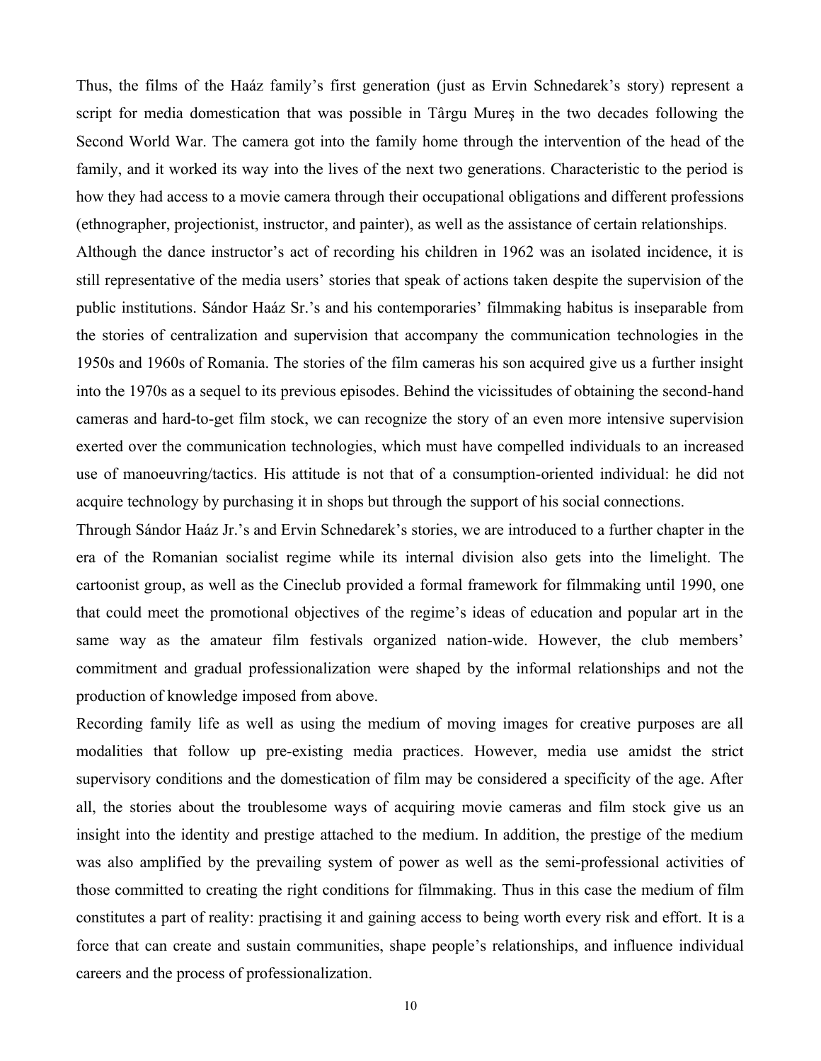Thus, the films of the Haáz family's first generation (just as Ervin Schnedarek's story) represent a script for media domestication that was possible in Târgu Mureş in the two decades following the Second World War. The camera got into the family home through the intervention of the head of the family, and it worked its way into the lives of the next two generations. Characteristic to the period is how they had access to a movie camera through their occupational obligations and different professions (ethnographer, projectionist, instructor, and painter), as well as the assistance of certain relationships.

Although the dance instructor's act of recording his children in 1962 was an isolated incidence, it is still representative of the media users' stories that speak of actions taken despite the supervision of the public institutions. Sándor Haáz Sr.'s and his contemporaries' filmmaking habitus is inseparable from the stories of centralization and supervision that accompany the communication technologies in the 1950s and 1960s of Romania. The stories of the film cameras his son acquired give us a further insight into the 1970s as a sequel to its previous episodes. Behind the vicissitudes of obtaining the second-hand cameras and hard-to-get film stock, we can recognize the story of an even more intensive supervision exerted over the communication technologies, which must have compelled individuals to an increased use of manoeuvring/tactics. His attitude is not that of a consumption-oriented individual: he did not acquire technology by purchasing it in shops but through the support of his social connections.

Through Sándor Haáz Jr.'s and Ervin Schnedarek's stories, we are introduced to a further chapter in the era of the Romanian socialist regime while its internal division also gets into the limelight. The cartoonist group, as well as the Cineclub provided a formal framework for filmmaking until 1990, one that could meet the promotional objectives of the regime's ideas of education and popular art in the same way as the amateur film festivals organized nation-wide. However, the club members' commitment and gradual professionalization were shaped by the informal relationships and not the production of knowledge imposed from above.

Recording family life as well as using the medium of moving images for creative purposes are all modalities that follow up pre-existing media practices. However, media use amidst the strict supervisory conditions and the domestication of film may be considered a specificity of the age. After all, the stories about the troublesome ways of acquiring movie cameras and film stock give us an insight into the identity and prestige attached to the medium. In addition, the prestige of the medium was also amplified by the prevailing system of power as well as the semi-professional activities of those committed to creating the right conditions for filmmaking. Thus in this case the medium of film constitutes a part of reality: practising it and gaining access to being worth every risk and effort. It is a force that can create and sustain communities, shape people's relationships, and influence individual careers and the process of professionalization.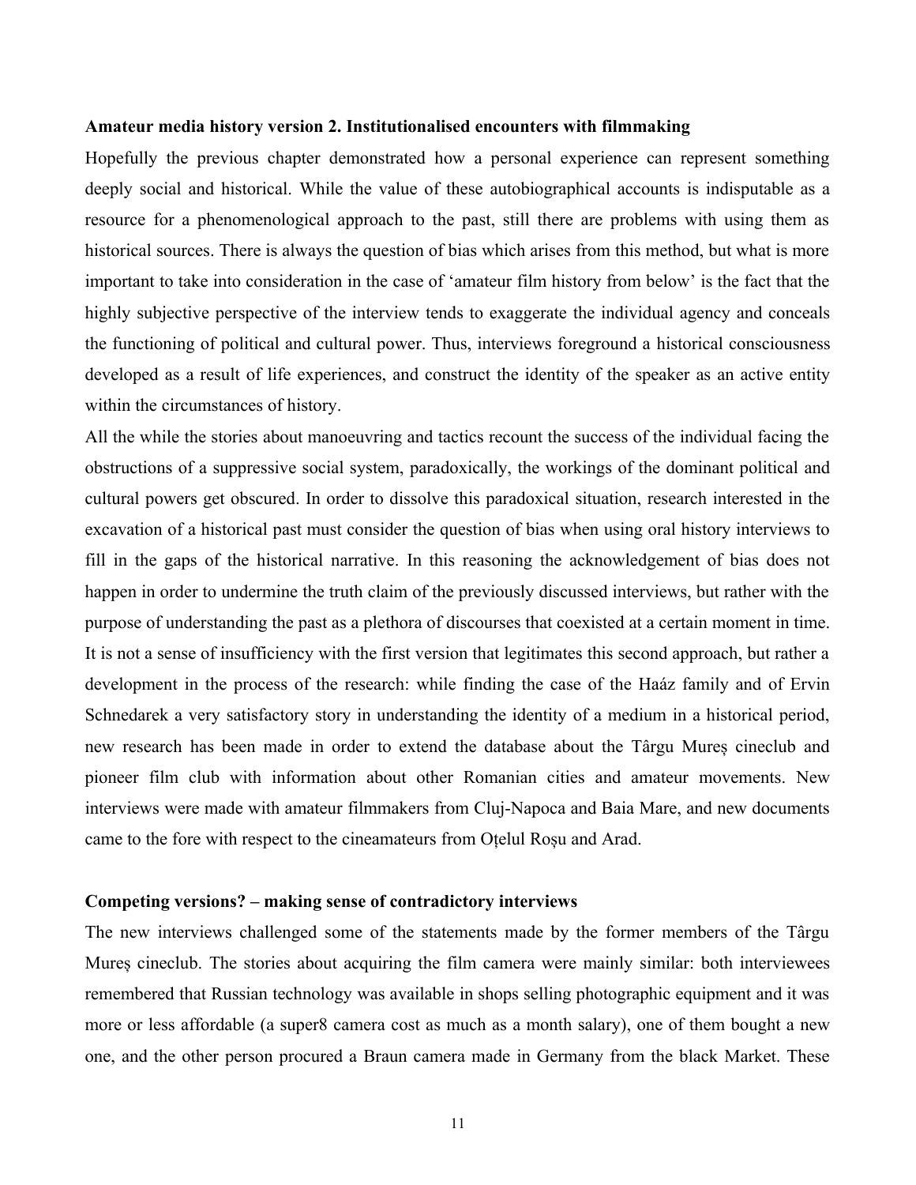**Amateur media history version 2. Institutionalised encounters with filmmaking**

Hopefully the previous chapter demonstrated how a personal experience can represent something deeply social and historical. While the value of these autobiographical accounts is indisputable as a resource for a phenomenological approach to the past, still there are problems with using them as historical sources. There is always the question of bias which arises from this method, but what is more important to take into consideration in the case of 'amateur film history from below' is the fact that the highly subjective perspective of the interview tends to exaggerate the individual agency and conceals the functioning of political and cultural power. Thus, interviews foreground a historical consciousness developed as a result of life experiences, and construct the identity of the speaker as an active entity within the circumstances of history.

All the while the stories about manoeuvring and tactics recount the success of the individual facing the obstructions of a suppressive social system, paradoxically, the workings of the dominant political and cultural powers get obscured. In order to dissolve this paradoxical situation, research interested in the excavation of a historical past must consider the question of bias when using oral history interviews to fill in the gaps of the historical narrative. In this reasoning the acknowledgement of bias does not happen in order to undermine the truth claim of the previously discussed interviews, but rather with the purpose of understanding the past as a plethora of discourses that coexisted at a certain moment in time. It is not a sense of insufficiency with the first version that legitimates this second approach, but rather a development in the process of the research: while finding the case of the Haáz family and of Ervin Schnedarek a very satisfactory story in understanding the identity of a medium in a historical period, new research has been made in order to extend the database about the Târgu Mureș cineclub and pioneer film club with information about other Romanian cities and amateur movements. New interviews were made with amateur filmmakers from Cluj-Napoca and Baia Mare, and new documents came to the fore with respect to the cineamateurs from Oțelul Roșu and Arad.

**Competing versions? – making sense of contradictory interviews**

The new interviews challenged some of the statements made by the former members of the Târgu Mureș cineclub. The stories about acquiring the film camera were mainly similar: both interviewees remembered that Russian technology was available in shops selling photographic equipment and it was more or less affordable (a super8 camera cost as much as a month salary), one of them bought a new one, and the other person procured a Braun camera made in Germany from the black Market. These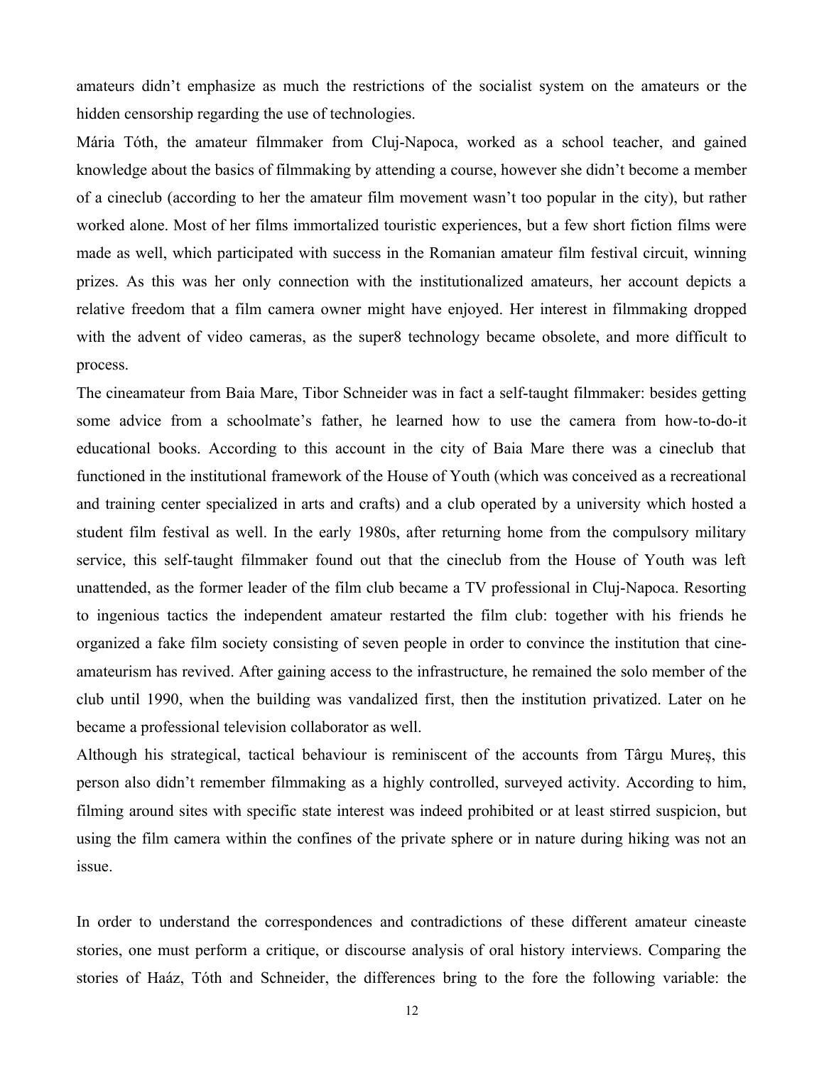amateurs didn't emphasize as much the restrictions of the socialist system on the amateurs or the hidden censorship regarding the use of technologies.

Mária Tóth, the amateur filmmaker from Cluj-Napoca, worked as a school teacher, and gained knowledge about the basics of filmmaking by attending a course, however she didn't become a member of a cineclub (according to her the amateur film movement wasn't too popular in the city), but rather worked alone. Most of her films immortalized touristic experiences, but a few short fiction films were made as well, which participated with success in the Romanian amateur film festival circuit, winning prizes. As this was her only connection with the institutionalized amateurs, her account depicts a relative freedom that a film camera owner might have enjoyed. Her interest in filmmaking dropped with the advent of video cameras, as the super8 technology became obsolete, and more difficult to process.

The cineamateur from Baia Mare, Tibor Schneider was in fact a self-taught filmmaker: besides getting some advice from a schoolmate's father, he learned how to use the camera from how-to-do-it educational books. According to this account in the city of Baia Mare there was a cineclub that functioned in the institutional framework of the House of Youth (which was conceived as a recreational and training center specialized in arts and crafts) and a club operated by a university which hosted a student film festival as well. In the early 1980s, after returning home from the compulsory military service, this self-taught filmmaker found out that the cineclub from the House of Youth was left unattended, as the former leader of the film club became a TV professional in Cluj-Napoca. Resorting to ingenious tactics the independent amateur restarted the film club: together with his friends he organized a fake film society consisting of seven people in order to convince the institution that cine-amateurism has revived. After gaining access to the infrastructure, he remained the solo member of the club until 1990, when the building was vandalized first, then the institution privatized. Later on he became a professional television collaborator as well.

Although his strategical, tactical behaviour is reminiscent of the accounts from Târgu Mureș, this person also didn't remember filmmaking as a highly controlled, surveyed activity. According to him, filming around sites with specific state interest was indeed prohibited or at least stirred suspicion, but using the film camera within the confines of the private sphere or in nature during hiking was not an issue.

In order to understand the correspondences and contradictions of these different amateur cineaste stories, one must perform a critique, or discourse analysis of oral history interviews. Comparing the stories of Haáz, Tóth and Schneider, the differences bring to the fore the following variable: the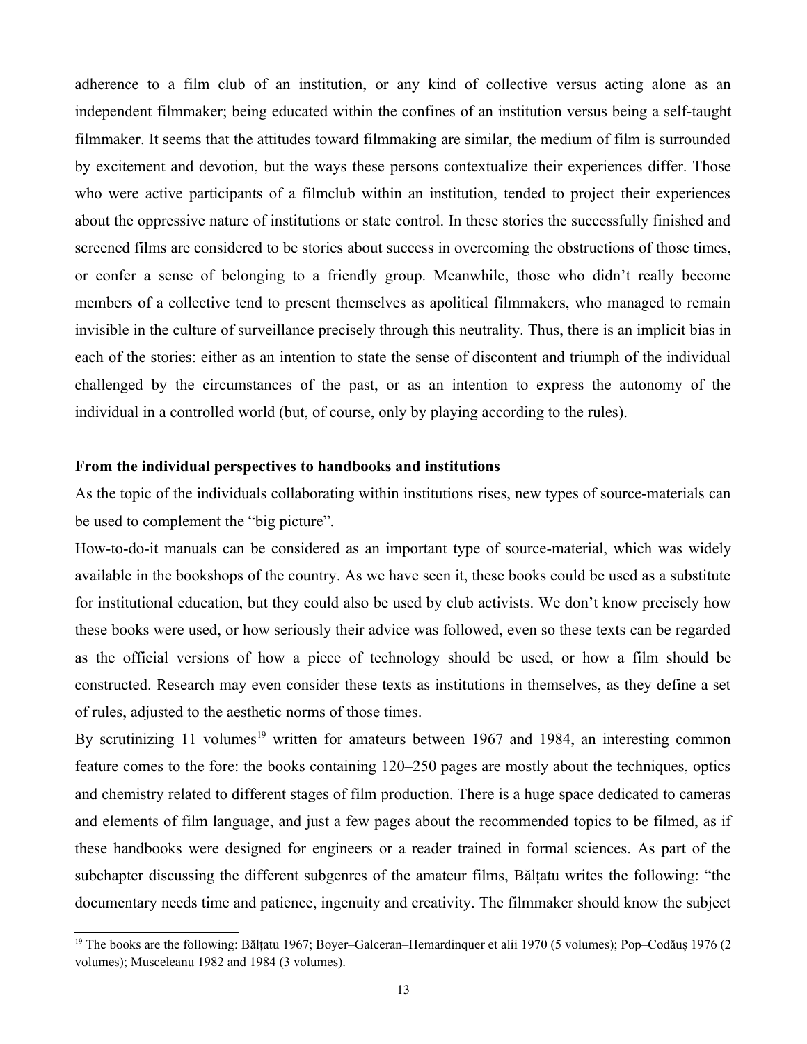adherence to a film club of an institution, or any kind of collective versus acting alone as an independent filmmaker; being educated within the confines of an institution versus being a self-taught filmmaker. It seems that the attitudes toward filmmaking are similar, the medium of film is surrounded by excitement and devotion, but the ways these persons contextualize their experiences differ. Those who were active participants of a filmclub within an institution, tended to project their experiences about the oppressive nature of institutions or state control. In these stories the successfully finished and screened films are considered to be stories about success in overcoming the obstructions of those times, or confer a sense of belonging to a friendly group. Meanwhile, those who didn't really become members of a collective tend to present themselves as apolitical filmmakers, who managed to remain invisible in the culture of surveillance precisely through this neutrality. Thus, there is an implicit bias in each of the stories: either as an intention to state the sense of discontent and triumph of the individual challenged by the circumstances of the past, or as an intention to express the autonomy of the individual in a controlled world (but, of course, only by playing according to the rules).

**From the individual perspectives to handbooks and institutions**

As the topic of the individuals collaborating within institutions rises, new types of source-materials can be used to complement the "big picture".

How-to-do-it manuals can be considered as an important type of source-material, which was widely available in the bookshops of the country. As we have seen it, these books could be used as a substitute for institutional education, but they could also be used by club activists. We don't know precisely how these books were used, or how seriously their advice was followed, even so these texts can be regarded as the official versions of how a piece of technology should be used, or how a film should be constructed. Research may even consider these texts as institutions in themselves, as they define a set of rules, adjusted to the aesthetic norms of those times.

By scrutinizing 11 volumes[19] written for amateurs between 1967 and 1984, an interesting common feature comes to the fore: the books containing 120–250 pages are mostly about the techniques, optics and chemistry related to different stages of film production. There is a huge space dedicated to cameras and elements of film language, and just a few pages about the recommended topics to be filmed, as if these handbooks were designed for engineers or a reader trained in formal sciences. As part of the subchapter discussing the different subgenres of the amateur films, Bălțatu writes the following: "the documentary needs time and patience, ingenuity and creativity. The filmmaker should know the subject

[19] The books are the following: Bălțatu 1967; Boyer–Galceran–Hemardinquer et alii 1970 (5 volumes); Pop–Codăuș 1976 (2 volumes); Musceleanu 1982 and 1984 (3 volumes).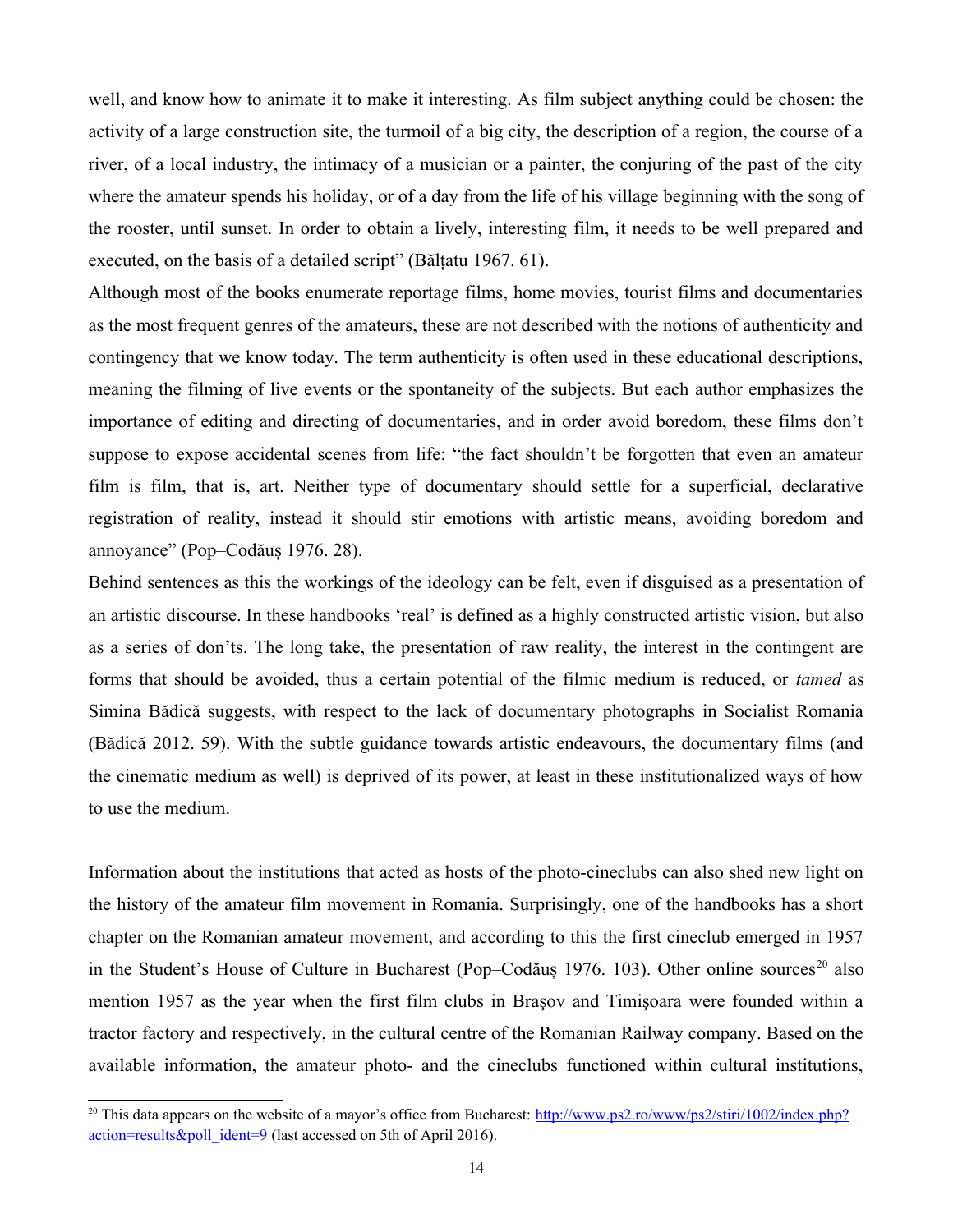well, and know how to animate it to make it interesting. As film subject anything could be chosen: the activity of a large construction site, the turmoil of a big city, the description of a region, the course of a river, of a local industry, the intimacy of a musician or a painter, the conjuring of the past of the city where the amateur spends his holiday, or of a day from the life of his village beginning with the song of the rooster, until sunset. In order to obtain a lively, interesting film, it needs to be well prepared and executed, on the basis of a detailed script" (Bălțatu 1967. 61).

Although most of the books enumerate reportage films, home movies, tourist films and documentaries as the most frequent genres of the amateurs, these are not described with the notions of authenticity and contingency that we know today. The term authenticity is often used in these educational descriptions, meaning the filming of live events or the spontaneity of the subjects. But each author emphasizes the importance of editing and directing of documentaries, and in order avoid boredom, these films don't suppose to expose accidental scenes from life: "the fact shouldn't be forgotten that even an amateur film is film, that is, art. Neither type of documentary should settle for a superficial, declarative registration of reality, instead it should stir emotions with artistic means, avoiding boredom and annoyance" (Pop–Codăuș 1976. 28).

Behind sentences as this the workings of the ideology can be felt, even if disguised as a presentation of an artistic discourse. In these handbooks 'real' is defined as a highly constructed artistic vision, but also as a series of don'ts. The long take, the presentation of raw reality, the interest in the contingent are forms that should be avoided, thus a certain potential of the filmic medium is reduced, or *tamed* as Simina Bădică suggests, with respect to the lack of documentary photographs in Socialist Romania (Bădică 2012. 59). With the subtle guidance towards artistic endeavours, the documentary films (and the cinematic medium as well) is deprived of its power, at least in these institutionalized ways of how to use the medium.

Information about the institutions that acted as hosts of the photo-cineclubs can also shed new light on the history of the amateur film movement in Romania. Surprisingly, one of the handbooks has a short chapter on the Romanian amateur movement, and according to this the first cineclub emerged in 1957 in the Student's House of Culture in Bucharest (Pop–Codăuș 1976. 103). Other online sources[20] also mention 1957 as the year when the first film clubs in Brașov and Timișoara were founded within a tractor factory and respectively, in the cultural centre of the Romanian Railway company. Based on the available information, the amateur photo- and the cineclubs functioned within cultural institutions,

[20] This data appears on the website of a mayor's office from Bucharest: http://www.ps2.ro/www/ps2/stiri/1002/index.php?action=results&poll_ident=9 (last accessed on 5th of April 2016).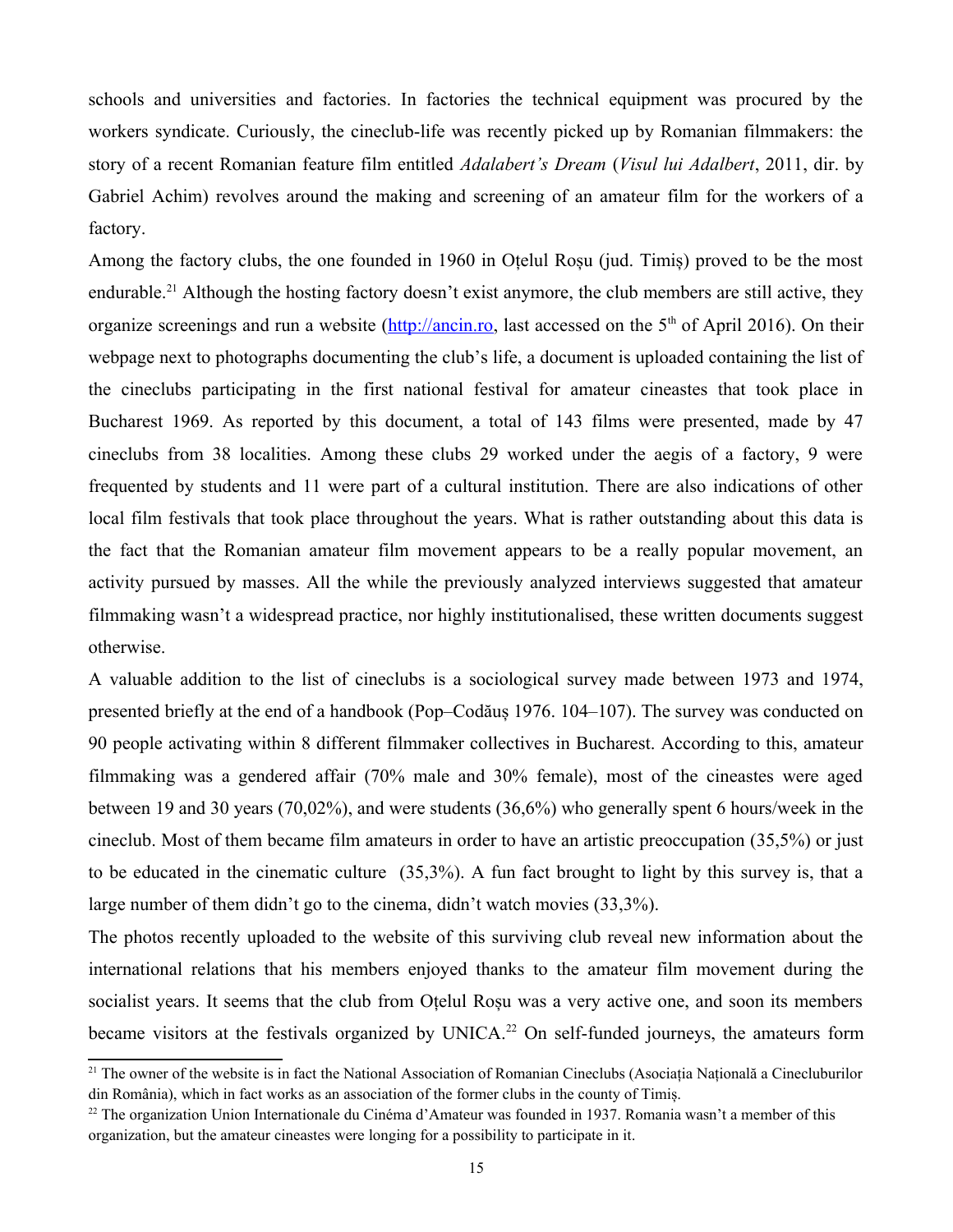schools and universities and factories. In factories the technical equipment was procured by the workers syndicate. Curiously, the cineclub-life was recently picked up by Romanian filmmakers: the story of a recent Romanian feature film entitled *Adalabert's Dream* (*Visul lui Adalbert*, 2011, dir. by Gabriel Achim) revolves around the making and screening of an amateur film for the workers of a factory.

Among the factory clubs, the one founded in 1960 in Oțelul Roșu (jud. Timiș) proved to be the most endurable.[21] Although the hosting factory doesn't exist anymore, the club members are still active, they organize screenings and run a website (http://ancin.ro, last accessed on the 5th of April 2016). On their webpage next to photographs documenting the club's life, a document is uploaded containing the list of the cineclubs participating in the first national festival for amateur cineastes that took place in Bucharest 1969. As reported by this document, a total of 143 films were presented, made by 47 cineclubs from 38 localities. Among these clubs 29 worked under the aegis of a factory, 9 were frequented by students and 11 were part of a cultural institution. There are also indications of other local film festivals that took place throughout the years. What is rather outstanding about this data is the fact that the Romanian amateur film movement appears to be a really popular movement, an activity pursued by masses. All the while the previously analyzed interviews suggested that amateur filmmaking wasn't a widespread practice, nor highly institutionalised, these written documents suggest otherwise.

A valuable addition to the list of cineclubs is a sociological survey made between 1973 and 1974, presented briefly at the end of a handbook (Pop–Codăuș 1976. 104–107). The survey was conducted on 90 people activating within 8 different filmmaker collectives in Bucharest. According to this, amateur filmmaking was a gendered affair (70% male and 30% female), most of the cineastes were aged between 19 and 30 years (70,02%), and were students (36,6%) who generally spent 6 hours/week in the cineclub. Most of them became film amateurs in order to have an artistic preoccupation (35,5%) or just to be educated in the cinematic culture (35,3%). A fun fact brought to light by this survey is, that a large number of them didn't go to the cinema, didn't watch movies (33,3%).

The photos recently uploaded to the website of this surviving club reveal new information about the international relations that his members enjoyed thanks to the amateur film movement during the socialist years. It seems that the club from Oțelul Roșu was a very active one, and soon its members became visitors at the festivals organized by UNICA.[22] On self-funded journeys, the amateurs form

[21] The owner of the website is in fact the National Association of Romanian Cineclubs (Asociația Națională a Cinecluburilor din România), which in fact works as an association of the former clubs in the county of Timiș.

[22] The organization Union Internationale du Cinéma d'Amateur was founded in 1937. Romania wasn't a member of this organization, but the amateur cineastes were longing for a possibility to participate in it.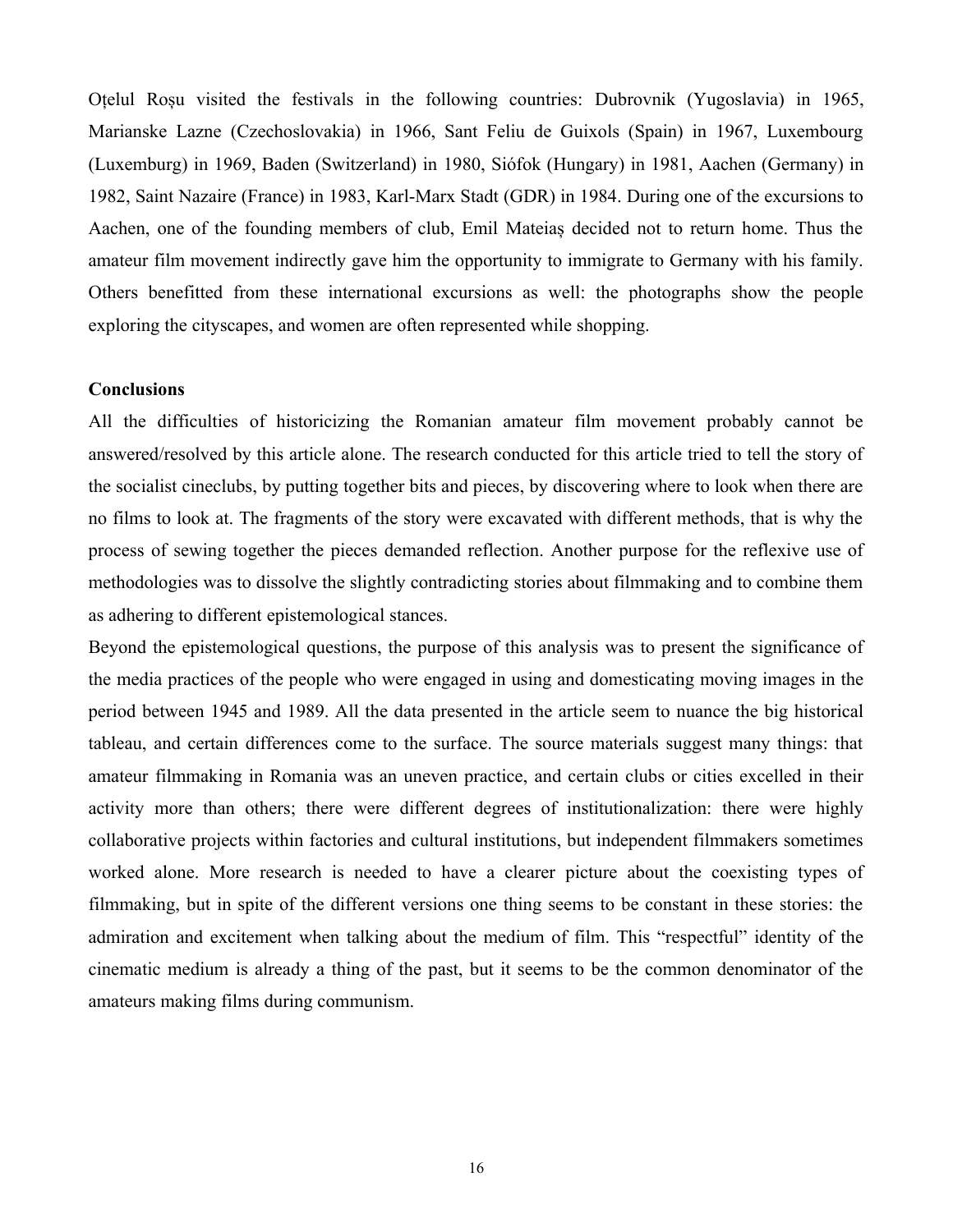Oțelul Roșu visited the festivals in the following countries: Dubrovnik (Yugoslavia) in 1965, Marianske Lazne (Czechoslovakia) in 1966, Sant Feliu de Guixols (Spain) in 1967, Luxembourg (Luxemburg) in 1969, Baden (Switzerland) in 1980, Siófok (Hungary) in 1981, Aachen (Germany) in 1982, Saint Nazaire (France) in 1983, Karl-Marx Stadt (GDR) in 1984. During one of the excursions to Aachen, one of the founding members of club, Emil Mateiaș decided not to return home. Thus the amateur film movement indirectly gave him the opportunity to immigrate to Germany with his family. Others benefitted from these international excursions as well: the photographs show the people exploring the cityscapes, and women are often represented while shopping.

**Conclusions**

All the difficulties of historicizing the Romanian amateur film movement probably cannot be answered/resolved by this article alone. The research conducted for this article tried to tell the story of the socialist cineclubs, by putting together bits and pieces, by discovering where to look when there are no films to look at. The fragments of the story were excavated with different methods, that is why the process of sewing together the pieces demanded reflection. Another purpose for the reflexive use of methodologies was to dissolve the slightly contradicting stories about filmmaking and to combine them as adhering to different epistemological stances.

Beyond the epistemological questions, the purpose of this analysis was to present the significance of the media practices of the people who were engaged in using and domesticating moving images in the period between 1945 and 1989. All the data presented in the article seem to nuance the big historical tableau, and certain differences come to the surface. The source materials suggest many things: that amateur filmmaking in Romania was an uneven practice, and certain clubs or cities excelled in their activity more than others; there were different degrees of institutionalization: there were highly collaborative projects within factories and cultural institutions, but independent filmmakers sometimes worked alone. More research is needed to have a clearer picture about the coexisting types of filmmaking, but in spite of the different versions one thing seems to be constant in these stories: the admiration and excitement when talking about the medium of film. This "respectful" identity of the cinematic medium is already a thing of the past, but it seems to be the common denominator of the amateurs making films during communism.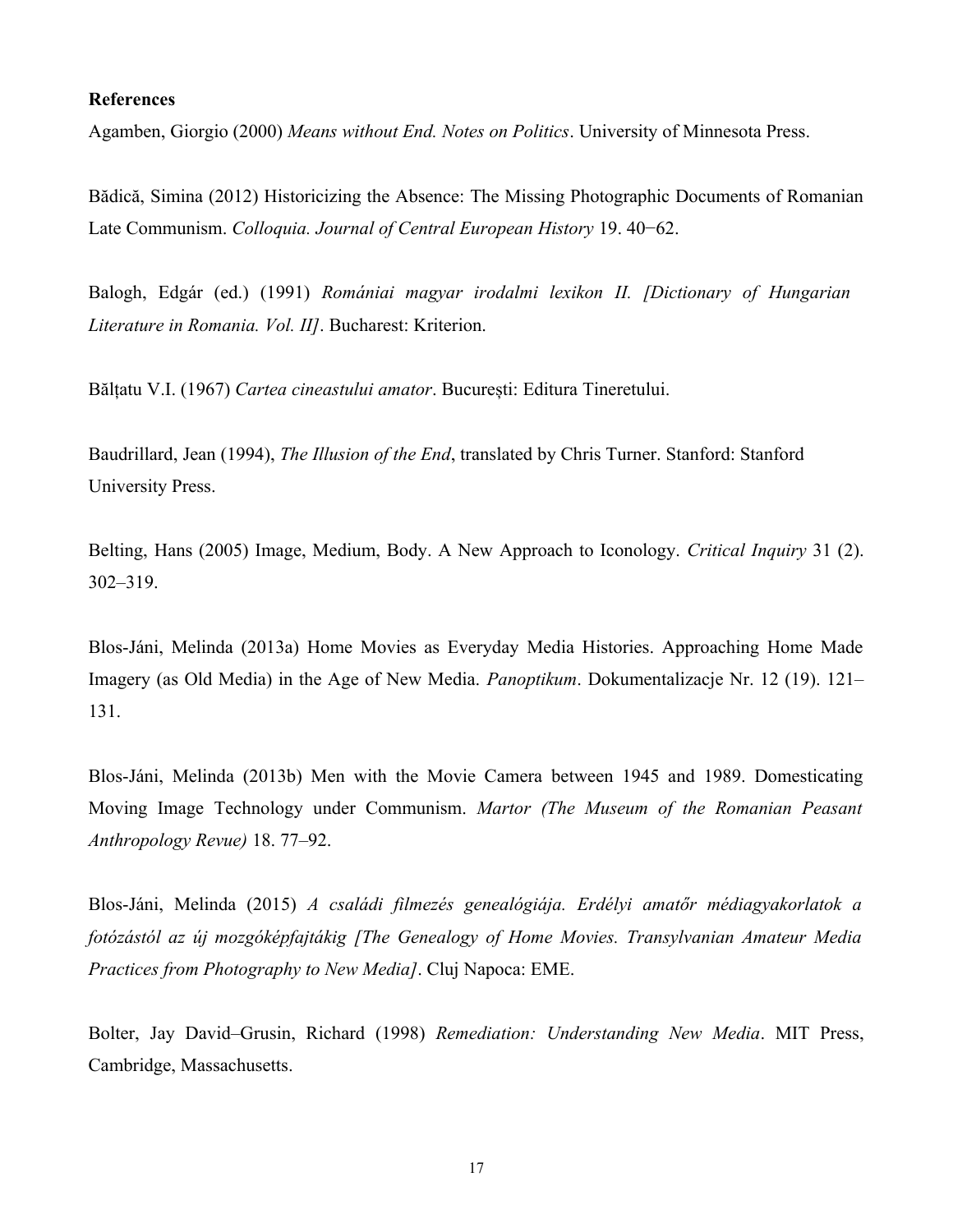**References**

Agamben, Giorgio (2000) *Means without End. Notes on Politics*. University of Minnesota Press.

Bădică, Simina (2012) Historicizing the Absence: The Missing Photographic Documents of Romanian Late Communism. *Colloquia. Journal of Central European History* 19. 40−62.

Balogh, Edgár (ed.) (1991) *Romániai magyar irodalmi lexikon II. [Dictionary of Hungarian Literature in Romania. Vol. II]*. Bucharest: Kriterion.

Bălțatu V.I. (1967) *Cartea cineastului amator*. București: Editura Tineretului.

Baudrillard, Jean (1994), *The Illusion of the End*, translated by Chris Turner. Stanford: Stanford University Press.

Belting, Hans (2005) Image, Medium, Body. A New Approach to Iconology. *Critical Inquiry* 31 (2). 302–319.

Blos-Jáni, Melinda (2013a) Home Movies as Everyday Media Histories. Approaching Home Made Imagery (as Old Media) in the Age of New Media. *Panoptikum*. Dokumentalizacje Nr. 12 (19). 121–131.

Blos-Jáni, Melinda (2013b) Men with the Movie Camera between 1945 and 1989. Domesticating Moving Image Technology under Communism. *Martor (The Museum of the Romanian Peasant Anthropology Revue)* 18. 77–92.

Blos-Jáni, Melinda (2015) *A családi filmezés genealógiája. Erdélyi amatőr médiagyakorlatok a fotózástól az új mozgóképfajtákig [The Genealogy of Home Movies. Transylvanian Amateur Media Practices from Photography to New Media]*. Cluj Napoca: EME.

Bolter, Jay David–Grusin, Richard (1998) *Remediation: Understanding New Media*. MIT Press, Cambridge, Massachusetts.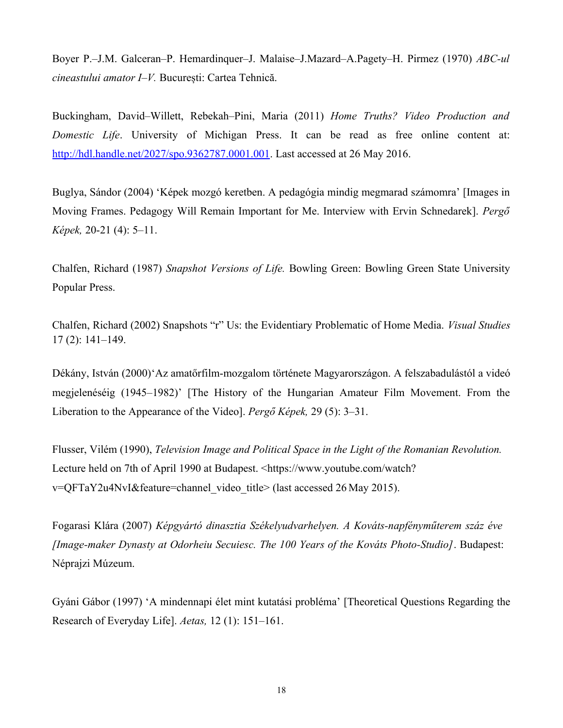Boyer P.–J.M. Galceran–P. Hemardinquer–J. Malaise–J.Mazard–A.Pagety–H. Pirmez (1970) *ABC-ul cineastului amator I–V.* București: Cartea Tehnică.

Buckingham, David–Willett, Rebekah–Pini, Maria (2011) *Home Truths? Video Production and Domestic Life*. University of Michigan Press. It can be read as free online content at: http://hdl.handle.net/2027/spo.9362787.0001.001. Last accessed at 26 May 2016.

Buglya, Sándor (2004) 'Képek mozgó keretben. A pedagógia mindig megmarad számomra' [Images in Moving Frames. Pedagogy Will Remain Important for Me. Interview with Ervin Schnedarek]. *Pergő Képek,* 20-21 (4): 5–11.

Chalfen, Richard (1987) *Snapshot Versions of Life.* Bowling Green: Bowling Green State University Popular Press.

Chalfen, Richard (2002) Snapshots "r" Us: the Evidentiary Problematic of Home Media. *Visual Studies* 17 (2): 141–149.

Dékány, István (2000)'Az amatőrfilm-mozgalom története Magyarországon. A felszabadulástól a videó megjelenéséig (1945–1982)' [The History of the Hungarian Amateur Film Movement. From the Liberation to the Appearance of the Video]. *Pergő Képek,* 29 (5): 3–31.

Flusser, Vilém (1990), *Television Image and Political Space in the Light of the Romanian Revolution.* Lecture held on 7th of April 1990 at Budapest. <https://www.youtube.com/watch?v=QFTaY2u4NvI&feature=channel_video_title> (last accessed 26 May 2015).

Fogarasi Klára (2007) *Képgyártó dinasztia Székelyudvarhelyen. A Kováts-napfényműterem száz éve [Image-maker Dynasty at Odorheiu Secuiesc. The 100 Years of the Kováts Photo-Studio]*. Budapest: Néprajzi Múzeum.

Gyáni Gábor (1997) 'A mindennapi élet mint kutatási probléma' [Theoretical Questions Regarding the Research of Everyday Life]. *Aetas,* 12 (1): 151–161.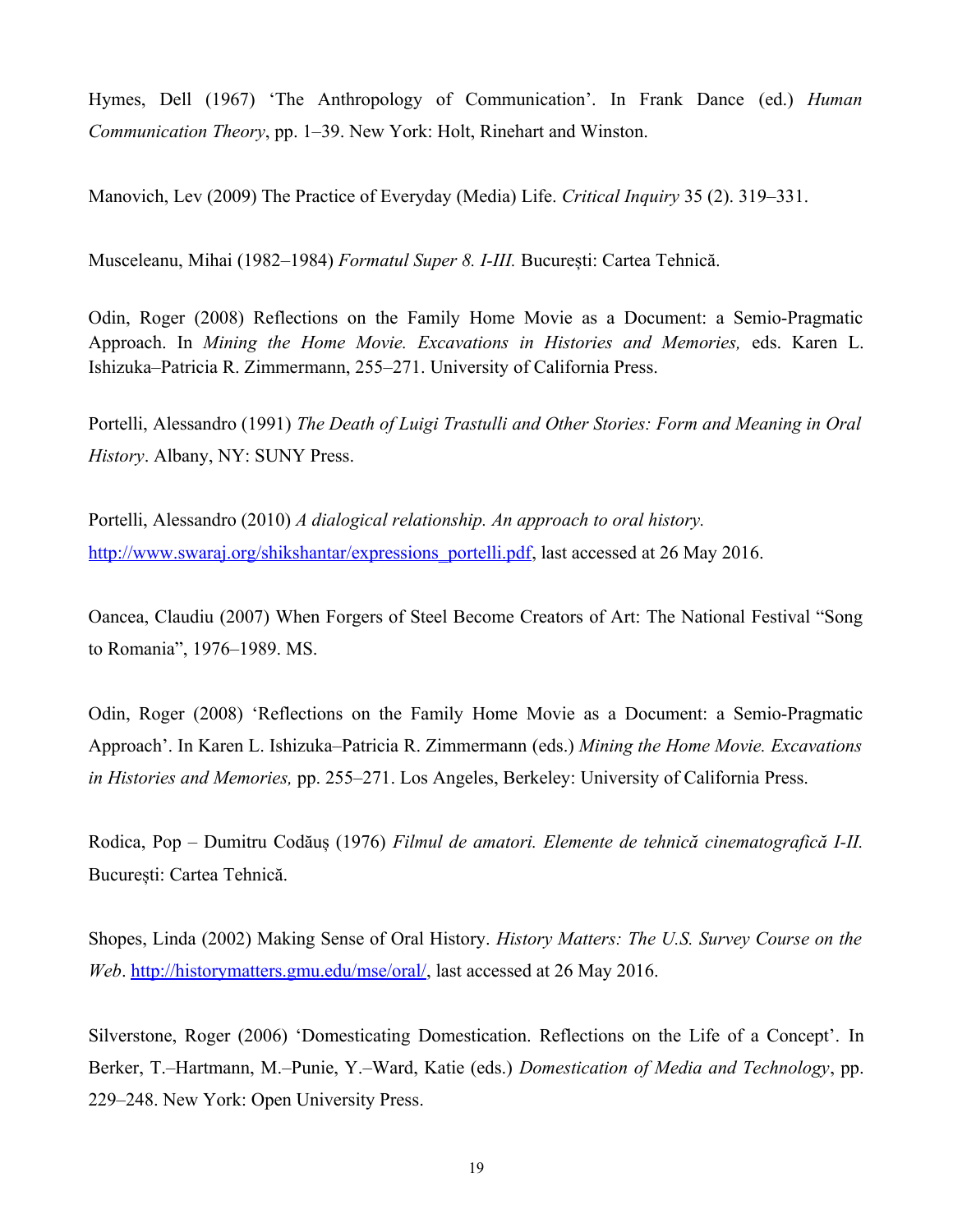Hymes, Dell (1967) 'The Anthropology of Communication'. In Frank Dance (ed.) *Human Communication Theory*, pp. 1–39. New York: Holt, Rinehart and Winston.

Manovich, Lev (2009) The Practice of Everyday (Media) Life. *Critical Inquiry* 35 (2). 319–331.

Musceleanu, Mihai (1982–1984) *Formatul Super 8. I-III.* București: Cartea Tehnică.

Odin, Roger (2008) Reflections on the Family Home Movie as a Document: a Semio-Pragmatic Approach. In *Mining the Home Movie. Excavations in Histories and Memories,* eds. Karen L. Ishizuka–Patricia R. Zimmermann, 255–271. University of California Press.

Portelli, Alessandro (1991) *The Death of Luigi Trastulli and Other Stories: Form and Meaning in Oral History*. Albany, NY: SUNY Press.

Portelli, Alessandro (2010) *A dialogical relationship. An approach to oral history.* http://www.swaraj.org/shikshantar/expressions_portelli.pdf, last accessed at 26 May 2016.

Oancea, Claudiu (2007) When Forgers of Steel Become Creators of Art: The National Festival "Song to Romania", 1976–1989. MS.

Odin, Roger (2008) 'Reflections on the Family Home Movie as a Document: a Semio-Pragmatic Approach'. In Karen L. Ishizuka–Patricia R. Zimmermann (eds.) *Mining the Home Movie. Excavations in Histories and Memories,* pp. 255–271. Los Angeles, Berkeley: University of California Press.

Rodica, Pop – Dumitru Codăuș (1976) *Filmul de amatori. Elemente de tehnică cinematografică I-II.* București: Cartea Tehnică.

Shopes, Linda (2002) Making Sense of Oral History. *History Matters: The U.S. Survey Course on the Web*. http://historymatters.gmu.edu/mse/oral/, last accessed at 26 May 2016.

Silverstone, Roger (2006) 'Domesticating Domestication. Reflections on the Life of a Concept'. In Berker, T.–Hartmann, M.–Punie, Y.–Ward, Katie (eds.) *Domestication of Media and Technology*, pp. 229–248. New York: Open University Press.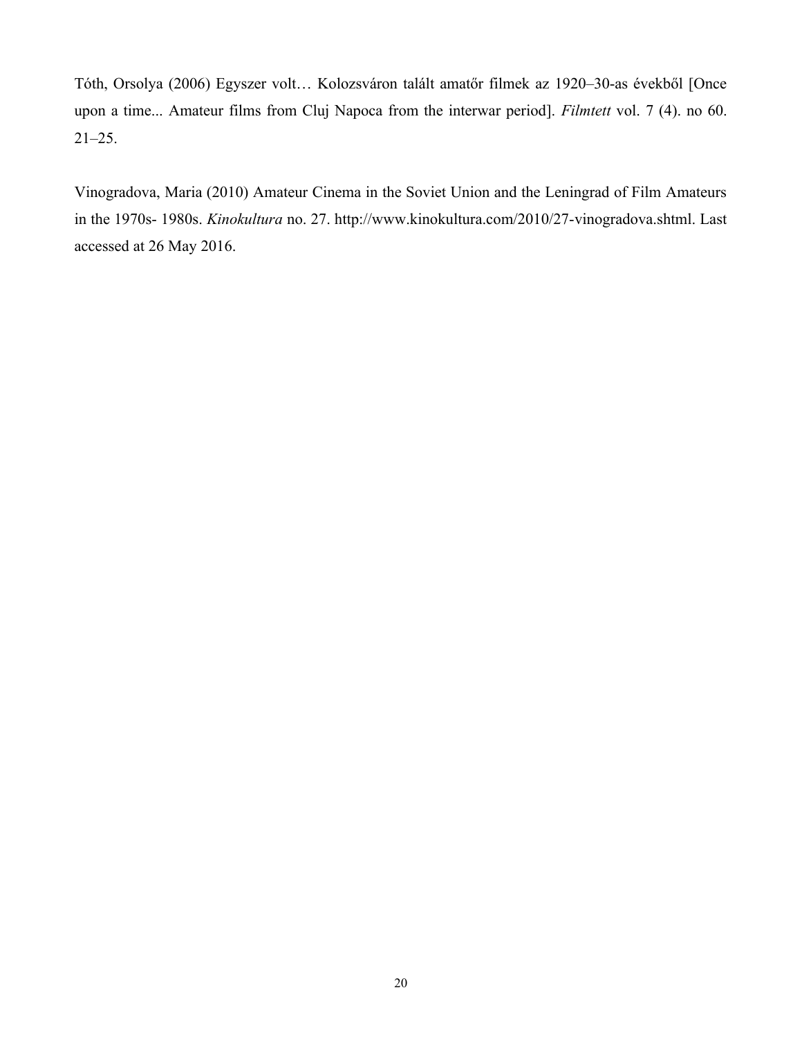Tóth, Orsolya (2006) Egyszer volt… Kolozsváron talált amatőr filmek az 1920–30-as évekből [Once upon a time... Amateur films from Cluj Napoca from the interwar period]. *Filmtett* vol. 7 (4). no 60. 21–25.

Vinogradova, Maria (2010) Amateur Cinema in the Soviet Union and the Leningrad of Film Amateurs in the 1970s- 1980s. *Kinokultura* no. 27. http://www.kinokultura.com/2010/27-vinogradova.shtml. Last accessed at 26 May 2016.